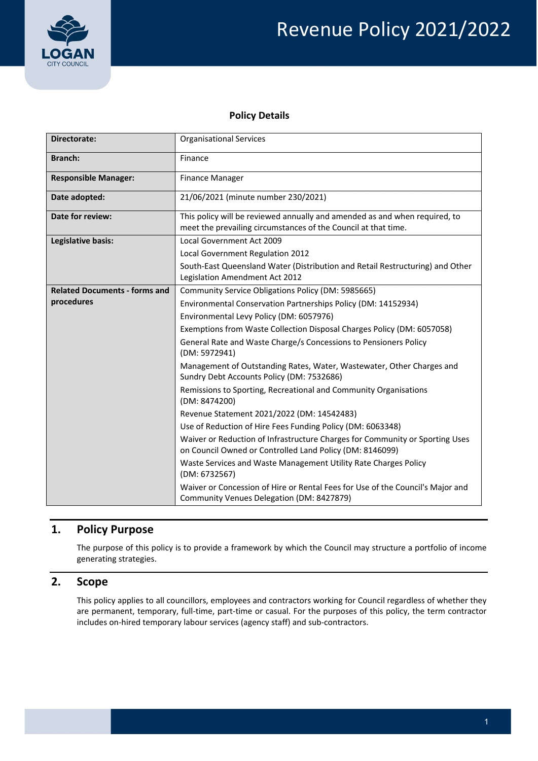# Revenue Policy 2021/2022

## Policy Details

| | |
|---|---|
| **Directorate:** | Organisational Services |
| **Branch:** | Finance |
| **Responsible Manager:** | Finance Manager |
| **Date adopted:** | 21/06/2021 (minute number 230/2021) |
| **Date for review:** | This policy will be reviewed annually and amended as and when required, to meet the prevailing circumstances of the Council at that time. |
| **Legislative basis:** | Local Government Act 2009<br>Local Government Regulation 2012<br>South-East Queensland Water (Distribution and Retail Restructuring) and Other Legislation Amendment Act 2012 |
| **Related Documents - forms and procedures** | Community Service Obligations Policy (DM: 5985665)<br>Environmental Conservation Partnerships Policy (DM: 14152934)<br>Environmental Levy Policy (DM: 6057976)<br>Exemptions from Waste Collection Disposal Charges Policy (DM: 6057058)<br>General Rate and Waste Charge/s Concessions to Pensioners Policy (DM: 5972941)<br>Management of Outstanding Rates, Water, Wastewater, Other Charges and Sundry Debt Accounts Policy (DM: 7532686)<br>Remissions to Sporting, Recreational and Community Organisations (DM: 8474200)<br>Revenue Statement 2021/2022 (DM: 14542483)<br>Use of Reduction of Hire Fees Funding Policy (DM: 6063348)<br>Waiver or Reduction of Infrastructure Charges for Community or Sporting Uses on Council Owned or Controlled Land Policy (DM: 8146099)<br>Waste Services and Waste Management Utility Rate Charges Policy (DM: 6732567)<br>Waiver or Concession of Hire or Rental Fees for Use of the Council's Major and Community Venues Delegation (DM: 8427879) |

## 1. Policy Purpose

The purpose of this policy is to provide a framework by which the Council may structure a portfolio of income generating strategies.

## 2. Scope

This policy applies to all councillors, employees and contractors working for Council regardless of whether they are permanent, temporary, full-time, part-time or casual. For the purposes of this policy, the term contractor includes on-hired temporary labour services (agency staff) and sub-contractors.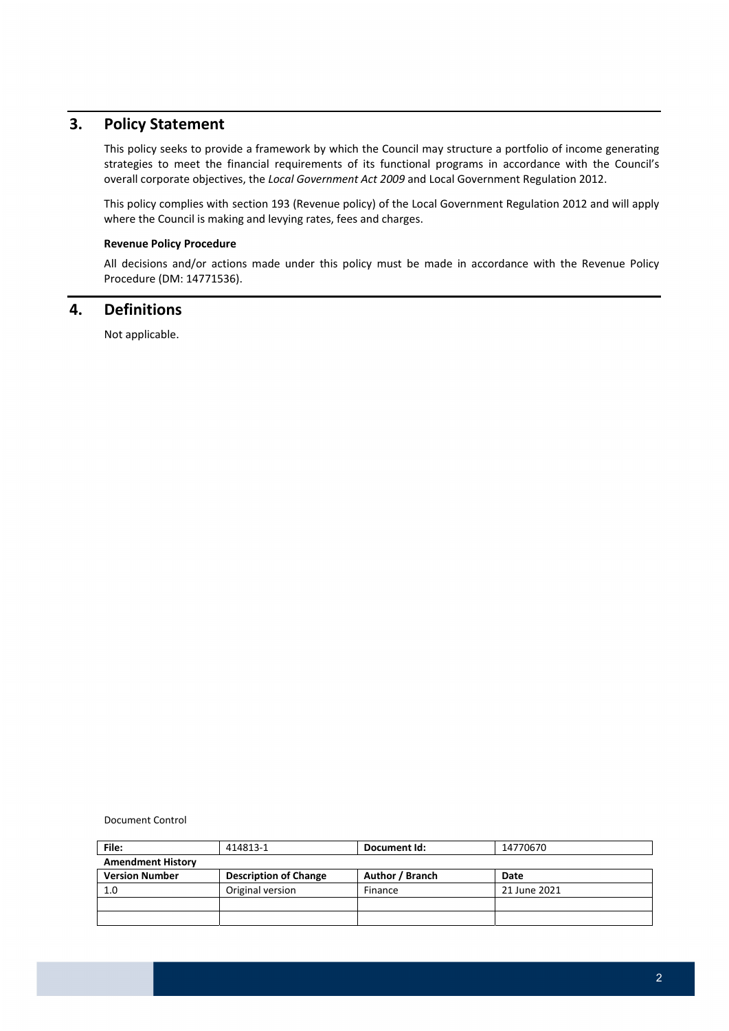## 3. Policy Statement

This policy seeks to provide a framework by which the Council may structure a portfolio of income generating strategies to meet the financial requirements of its functional programs in accordance with the Council's overall corporate objectives, the *Local Government Act 2009* and Local Government Regulation 2012.

This policy complies with section 193 (Revenue policy) of the Local Government Regulation 2012 and will apply where the Council is making and levying rates, fees and charges.

**Revenue Policy Procedure**

All decisions and/or actions made under this policy must be made in accordance with the Revenue Policy Procedure (DM: 14771536).

## 4. Definitions

Not applicable.

Document Control

| File: | 414813-1 | Document Id: | 14770670 |
|---|---|---|---|
| **Amendment History** | | | |
| **Version Number** | **Description of Change** | **Author / Branch** | **Date** |
| 1.0 | Original version | Finance | 21 June 2021 |
| | | | |
| | | | |